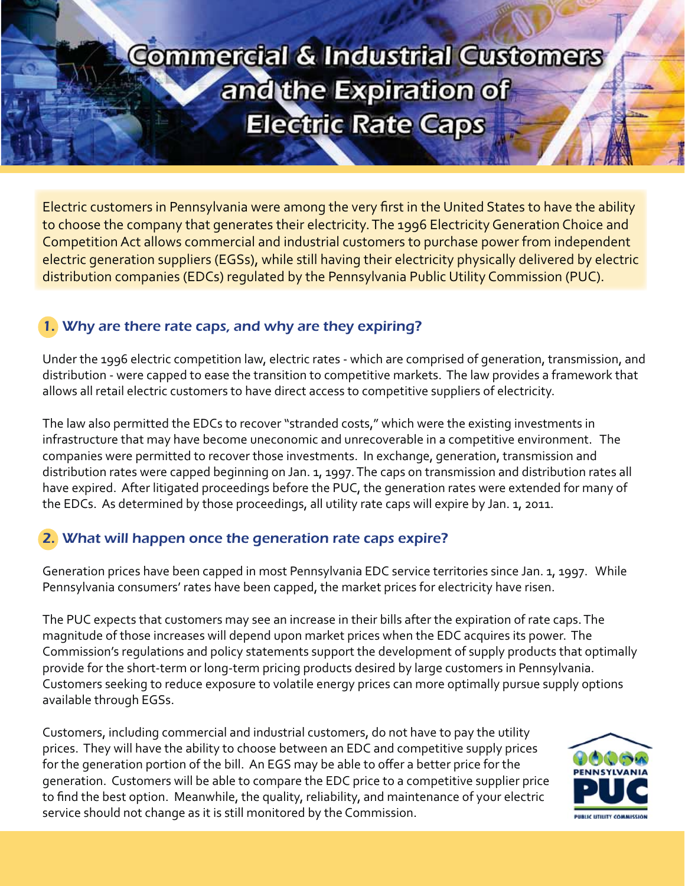# Commercial & Industrial Customers and the Expiration of Electric Rate Caps

Electric customers in Pennsylvania were among the very first in the United States to have the ability to choose the company that generates their electricity. The 1996 Electricity Generation Choice and Competition Act allows commercial and industrial customers to purchase power from independent electric generation suppliers (EGSs), while still having their electricity physically delivered by electric distribution companies (EDCs) regulated by the Pennsylvania Public Utility Commission (PUC).

## 1. *Why are there rate caps, and why are they expiring?*

Under the 1996 electric competition law, electric rates - which are comprised of generation, transmission, and distribution - were capped to ease the transition to competitive markets. The law provides a framework that allows all retail electric customers to have direct access to competitive suppliers of electricity.

The law also permitted the EDCs to recover "stranded costs," which were the existing investments in infrastructure that may have become uneconomic and unrecoverable in a competitive environment. The companies were permitted to recover those investments. In exchange, generation, transmission and distribution rates were capped beginning on Jan. 1, 1997. The caps on transmission and distribution rates all have expired. After litigated proceedings before the PUC, the generation rates were extended for many of the EDCs. As determined by those proceedings, all utility rate caps will expire by Jan. 1, 2011.

## 2. *What will happen once the generation rate caps expire?*

Generation prices have been capped in most Pennsylvania EDC service territories since Jan. 1, 1997. While Pennsylvania consumers' rates have been capped, the market prices for electricity have risen.

The PUC expects that customers may see an increase in their bills after the expiration of rate caps. The magnitude of those increases will depend upon market prices when the EDC acquires its power. The Commission's regulations and policy statements support the development of supply products that optimally provide for the short-term or long-term pricing products desired by large customers in Pennsylvania. Customers seeking to reduce exposure to volatile energy prices can more optimally pursue supply options available through EGSs.

Customers, including commercial and industrial customers, do not have to pay the utility prices. They will have the ability to choose between an EDC and competitive supply prices for the generation portion of the bill. An EGS may be able to offer a better price for the generation. Customers will be able to compare the EDC price to a competitive supplier price to find the best option. Meanwhile, the quality, reliability, and maintenance of your electric service should not change as it is still monitored by the Commission.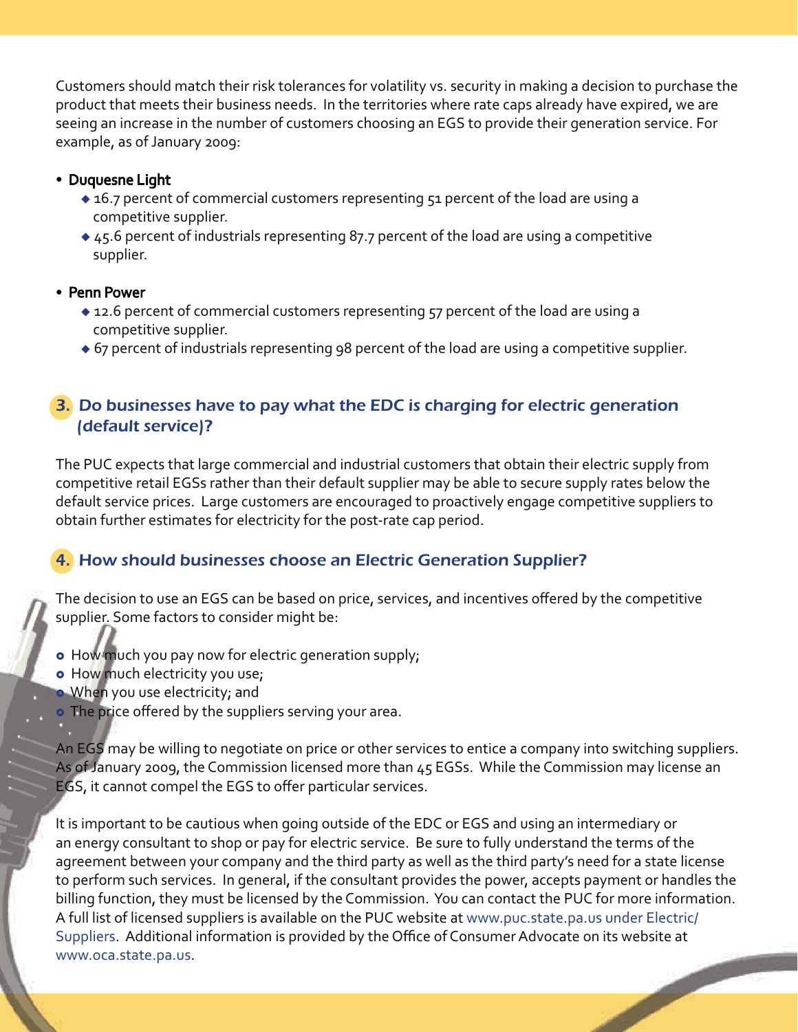Customers should match their risk tolerances for volatility vs. security in making a decision to purchase the product that meets their business needs. In the territories where rate caps already have expired, we are seeing an increase in the number of customers choosing an EGS to provide their generation service. For example, as of January 2009:

- **Duquesne Light**
  - 16.7 percent of commercial customers representing 51 percent of the load are using a competitive supplier.
  - 45.6 percent of industrials representing 87.7 percent of the load are using a competitive supplier.
- **Penn Power**
  - 12.6 percent of commercial customers representing 57 percent of the load are using a competitive supplier.
  - 67 percent of industrials representing 98 percent of the load are using a competitive supplier.

## 3. *Do businesses have to pay what the EDC is charging for electric generation (default service)?*

The PUC expects that large commercial and industrial customers that obtain their electric supply from competitive retail EGSs rather than their default supplier may be able to secure supply rates below the default service prices. Large customers are encouraged to proactively engage competitive suppliers to obtain further estimates for electricity for the post-rate cap period.

## 4. *How should businesses choose an Electric Generation Supplier?*

The decision to use an EGS can be based on price, services, and incentives offered by the competitive supplier. Some factors to consider might be:

- How much you pay now for electric generation supply;
- How much electricity you use;
- When you use electricity; and
- The price offered by the suppliers serving your area.

An EGS may be willing to negotiate on price or other services to entice a company into switching suppliers. As of January 2009, the Commission licensed more than 45 EGSs. While the Commission may license an EGS, it cannot compel the EGS to offer particular services.

It is important to be cautious when going outside of the EDC or EGS and using an intermediary or an energy consultant to shop or pay for electric service. Be sure to fully understand the terms of the agreement between your company and the third party as well as the third party's need for a state license to perform such services. In general, if the consultant provides the power, accepts payment or handles the billing function, they must be licensed by the Commission. You can contact the PUC for more information. A full list of licensed suppliers is available on the PUC website at www.puc.state.pa.us under Electric/Suppliers. Additional information is provided by the Office of Consumer Advocate on its website at www.oca.state.pa.us.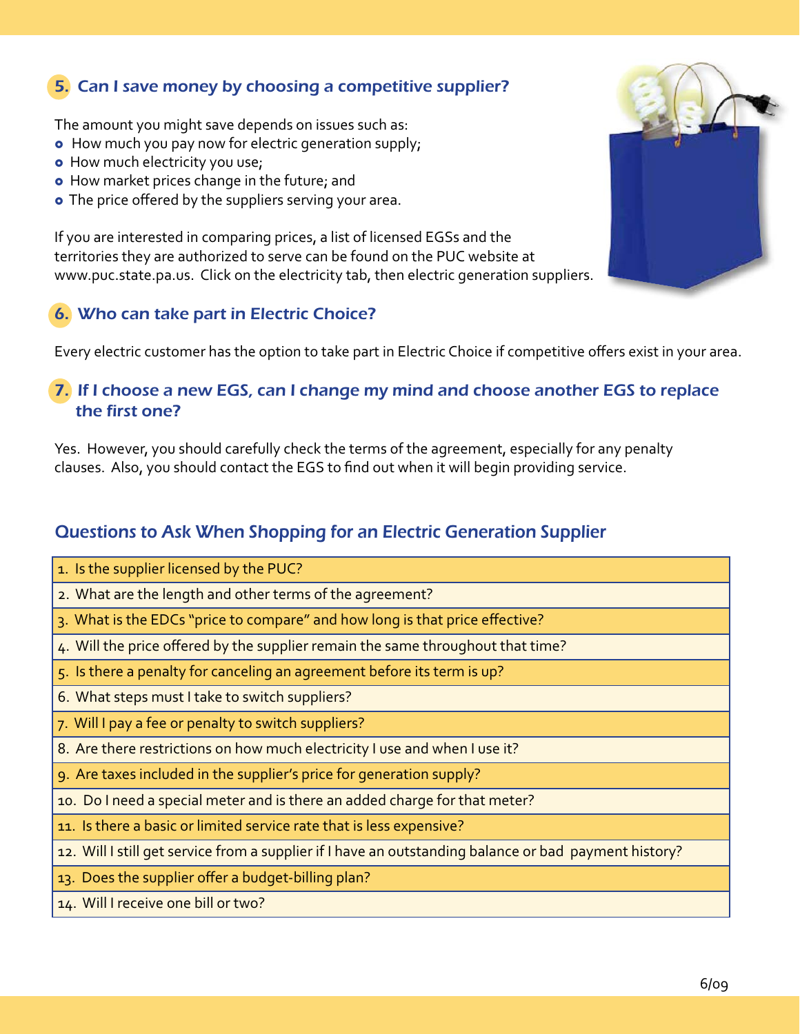## 5. Can I save money by choosing a competitive supplier?

The amount you might save depends on issues such as:

- How much you pay now for electric generation supply;
- How much electricity you use;
- How market prices change in the future; and
- The price offered by the suppliers serving your area.

If you are interested in comparing prices, a list of licensed EGSs and the territories they are authorized to serve can be found on the PUC website at www.puc.state.pa.us. Click on the electricity tab, then electric generation suppliers.

## 6. Who can take part in Electric Choice?

Every electric customer has the option to take part in Electric Choice if competitive offers exist in your area.

## 7. If I choose a new EGS, can I change my mind and choose another EGS to replace the first one?

Yes. However, you should carefully check the terms of the agreement, especially for any penalty clauses. Also, you should contact the EGS to find out when it will begin providing service.

## Questions to Ask When Shopping for an Electric Generation Supplier

| |
|---|
| 1. Is the supplier licensed by the PUC? |
| 2. What are the length and other terms of the agreement? |
| 3. What is the EDCs "price to compare" and how long is that price effective? |
| 4. Will the price offered by the supplier remain the same throughout that time? |
| 5. Is there a penalty for canceling an agreement before its term is up? |
| 6. What steps must I take to switch suppliers? |
| 7. Will I pay a fee or penalty to switch suppliers? |
| 8. Are there restrictions on how much electricity I use and when I use it? |
| 9. Are taxes included in the supplier's price for generation supply? |
| 10. Do I need a special meter and is there an added charge for that meter? |
| 11. Is there a basic or limited service rate that is less expensive? |
| 12. Will I still get service from a supplier if I have an outstanding balance or bad payment history? |
| 13. Does the supplier offer a budget-billing plan? |
| 14. Will I receive one bill or two? |

6/09